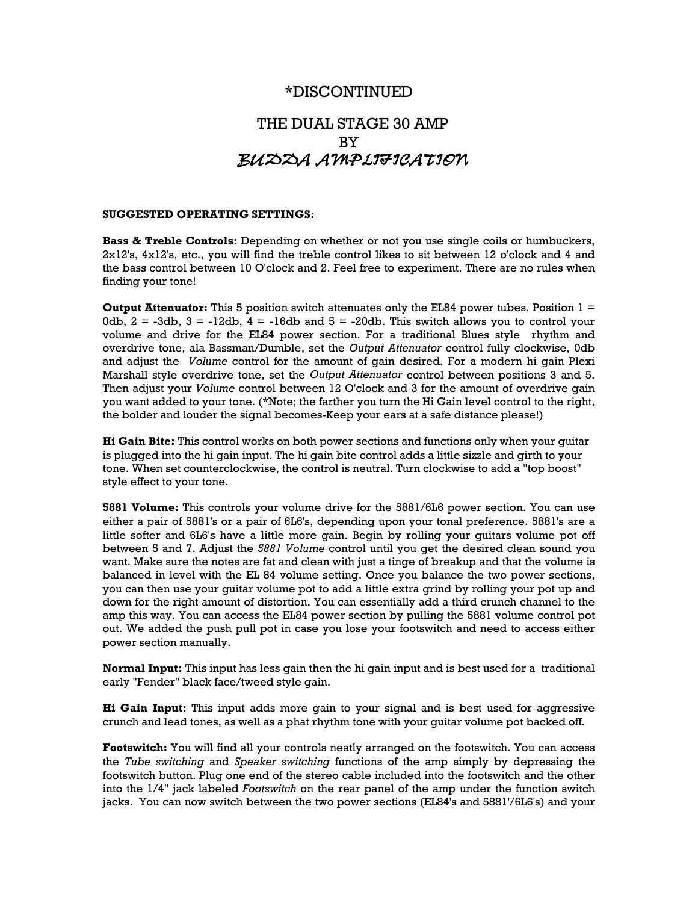# *DISCONTINUED

# THE DUAL STAGE 30 AMP
# BY
# *BUDDA AMPLIFICATION*

**SUGGESTED OPERATING SETTINGS:**

**Bass & Treble Controls:** Depending on whether or not you use single coils or humbuckers, 2x12's, 4x12's, etc., you will find the treble control likes to sit between 12 o'clock and 4 and the bass control between 10 O'clock and 2. Feel free to experiment. There are no rules when finding your tone!

**Output Attenuator:** This 5 position switch attenuates only the EL84 power tubes. Position 1 = 0db, 2 = -3db, 3 = -12db, 4 = -16db and 5 = -20db. This switch allows you to control your volume and drive for the EL84 power section. For a traditional Blues style rhythm and overdrive tone, ala Bassman/Dumble, set the *Output Attenuator* control fully clockwise, 0db and adjust the *Volume* control for the amount of gain desired. For a modern hi gain Plexi Marshall style overdrive tone, set the *Output Attenuator* control between positions 3 and 5. Then adjust your *Volume* control between 12 O'clock and 3 for the amount of overdrive gain you want added to your tone. (*Note; the farther you turn the Hi Gain level control to the right, the bolder and louder the signal becomes-Keep your ears at a safe distance please!)

**Hi Gain Bite:** This control works on both power sections and functions only when your guitar is plugged into the hi gain input. The hi gain bite control adds a little sizzle and girth to your tone. When set counterclockwise, the control is neutral. Turn clockwise to add a "top boost" style effect to your tone.

**5881 Volume:** This controls your volume drive for the 5881/6L6 power section. You can use either a pair of 5881's or a pair of 6L6's, depending upon your tonal preference. 5881's are a little softer and 6L6's have a little more gain. Begin by rolling your guitars volume pot off between 5 and 7. Adjust the *5881 Volume* control until you get the desired clean sound you want. Make sure the notes are fat and clean with just a tinge of breakup and that the volume is balanced in level with the EL 84 volume setting. Once you balance the two power sections, you can then use your guitar volume pot to add a little extra grind by rolling your pot up and down for the right amount of distortion. You can essentially add a third crunch channel to the amp this way. You can access the EL84 power section by pulling the 5881 volume control pot out. We added the push pull pot in case you lose your footswitch and need to access either power section manually.

**Normal Input:** This input has less gain then the hi gain input and is best used for a traditional early "Fender" black face/tweed style gain.

**Hi Gain Input:** This input adds more gain to your signal and is best used for aggressive crunch and lead tones, as well as a phat rhythm tone with your guitar volume pot backed off.

**Footswitch:** You will find all your controls neatly arranged on the footswitch. You can access the *Tube switching* and *Speaker switching* functions of the amp simply by depressing the footswitch button. Plug one end of the stereo cable included into the footswitch and the other into the 1/4" jack labeled *Footswitch* on the rear panel of the amp under the function switch jacks. You can now switch between the two power sections (EL84's and 5881'/6L6's) and your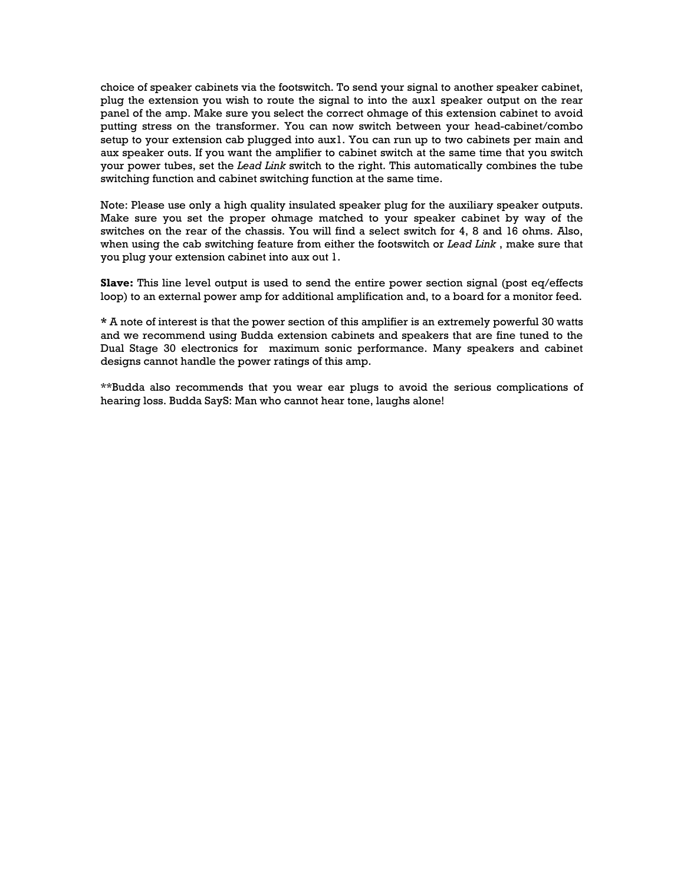choice of speaker cabinets via the footswitch. To send your signal to another speaker cabinet, plug the extension you wish to route the signal to into the aux1 speaker output on the rear panel of the amp. Make sure you select the correct ohmage of this extension cabinet to avoid putting stress on the transformer. You can now switch between your head-cabinet/combo setup to your extension cab plugged into aux1. You can run up to two cabinets per main and aux speaker outs. If you want the amplifier to cabinet switch at the same time that you switch your power tubes, set the *Lead Link* switch to the right. This automatically combines the tube switching function and cabinet switching function at the same time.

Note: Please use only a high quality insulated speaker plug for the auxiliary speaker outputs. Make sure you set the proper ohmage matched to your speaker cabinet by way of the switches on the rear of the chassis. You will find a select switch for 4, 8 and 16 ohms. Also, when using the cab switching feature from either the footswitch or *Lead Link* , make sure that you plug your extension cabinet into aux out 1.

**Slave:** This line level output is used to send the entire power section signal (post eq/effects loop) to an external power amp for additional amplification and, to a board for a monitor feed.

**\*** A note of interest is that the power section of this amplifier is an extremely powerful 30 watts and we recommend using Budda extension cabinets and speakers that are fine tuned to the Dual Stage 30 electronics for maximum sonic performance. Many speakers and cabinet designs cannot handle the power ratings of this amp.

\*\*Budda also recommends that you wear ear plugs to avoid the serious complications of hearing loss. Budda SayS: Man who cannot hear tone, laughs alone!